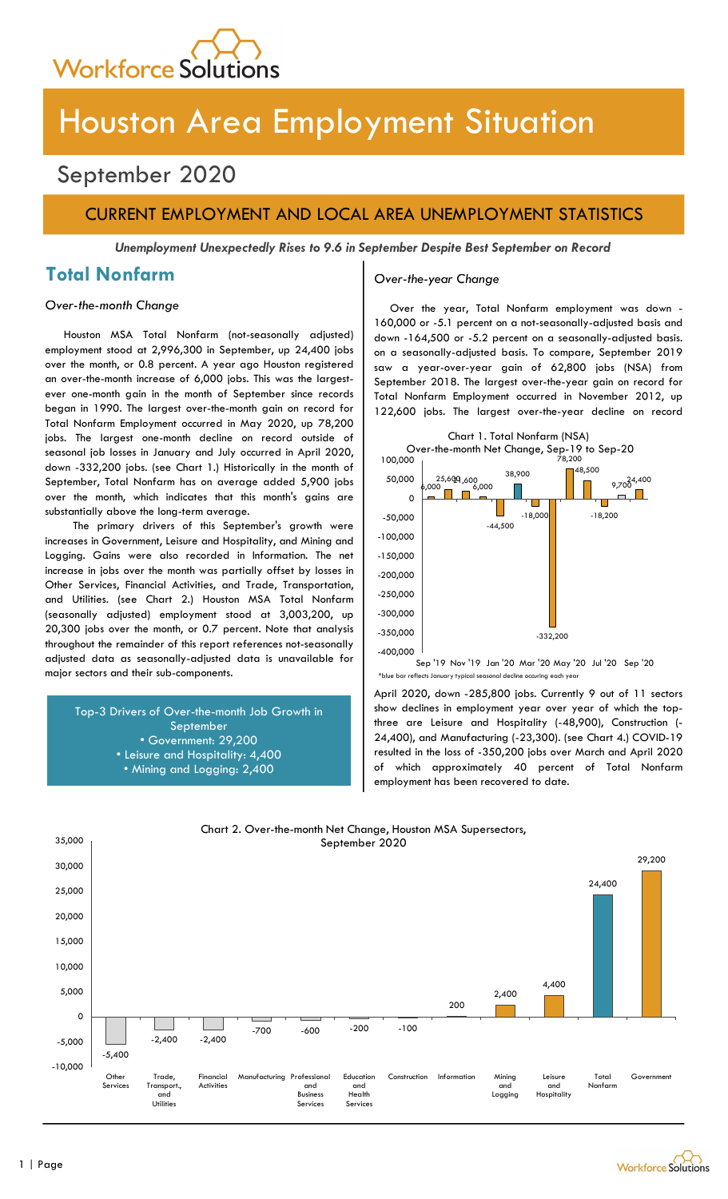# Houston Area Employment Situation

## September 2020

### CURRENT EMPLOYMENT AND LOCAL AREA UNEMPLOYMENT STATISTICS

***Unemployment Unexpectedly Rises to 9.6 in September Despite Best September on Record***

## Total Nonfarm

*Over-the-month Change*

Houston MSA Total Nonfarm (not-seasonally adjusted) employment stood at 2,996,300 in September, up 24,400 jobs over the month, or 0.8 percent. A year ago Houston registered an over-the-month increase of 6,000 jobs. This was the largest-ever one-month gain in the month of September since records began in 1990. The largest over-the-month gain on record for Total Nonfarm Employment occurred in May 2020, up 78,200 jobs. The largest one-month decline on record outside of seasonal job losses in January and July occurred in April 2020, down -332,200 jobs. (see Chart 1.) Historically in the month of September, Total Nonfarm has on average added 5,900 jobs over the month, which indicates that this month's gains are substantially above the long-term average.

The primary drivers of this September's growth were increases in Government, Leisure and Hospitality, and Mining and Logging. Gains were also recorded in Information. The net increase in jobs over the month was partially offset by losses in Other Services, Financial Activities, and Trade, Transportation, and Utilities. (see Chart 2.) Houston MSA Total Nonfarm (seasonally adjusted) employment stood at 3,003,200, up 20,300 jobs over the month, or 0.7 percent. Note that analysis throughout the remainder of this report references not-seasonally adjusted data as seasonally-adjusted data is unavailable for major sectors and their sub-components.

Top-3 Drivers of Over-the-month Job Growth in September
- Government: 29,200
- Leisure and Hospitality: 4,400
- Mining and Logging: 2,400

*Over-the-year Change*

Over the year, Total Nonfarm employment was down -160,000 or -5.1 percent on a not-seasonally-adjusted basis and down -164,500 or -5.2 percent on a seasonally-adjusted basis. on a seasonally-adjusted basis. To compare, September 2019 saw a year-over-year gain of 62,800 jobs (NSA) from September 2018. The largest over-the-year gain on record for Total Nonfarm Employment occurred in November 2012, up 122,600 jobs. The largest over-the-year decline on record April 2020, down -285,800 jobs. Currently 9 out of 11 sectors show declines in employment year over year of which the top-three are Leisure and Hospitality (-48,900), Construction (-24,400), and Manufacturing (-23,300). (see Chart 4.) COVID-19 resulted in the loss of -350,200 jobs over March and April 2020 of which approximately 40 percent of Total Nonfarm employment has been recovered to date.

Chart 1. Total Nonfarm (NSA) Over-the-month Net Change, Sep-19 to Sep-20

| Month | Net Change |
|---|---|
| Sep '19 | 6,000 |
| Oct '19 | 25,600 |
| Nov '19 | 21,600 |
| Dec '19 | 6,000 |
| Jan '20 | -44,500 |
| Feb '20 | 38,900 |
| Mar '20 | -18,000 |
| Apr '20 | -332,200 |
| May '20 | 78,200 |
| Jun '20 | 48,500 |
| Jul '20 | -18,200 |
| Aug '20 | 9,700 |
| Sep '20 | 24,400 |

*blue bar reflects January typical seasonal decline occuring each year

Chart 2. Over-the-month Net Change, Houston MSA Supersectors, September 2020

| Supersector | Net Change |
|---|---|
| Other Services | -5,400 |
| Trade, Transport., and Utilities | -2,400 |
| Financial Activities | -2,400 |
| Manufacturing | -700 |
| Professional and Business Services | -600 |
| Education and Health Services | -200 |
| Construction | -100 |
| Information | 200 |
| Mining and Logging | 2,400 |
| Leisure and Hospitality | 4,400 |
| Total Nonfarm | 24,400 |
| Government | 29,200 |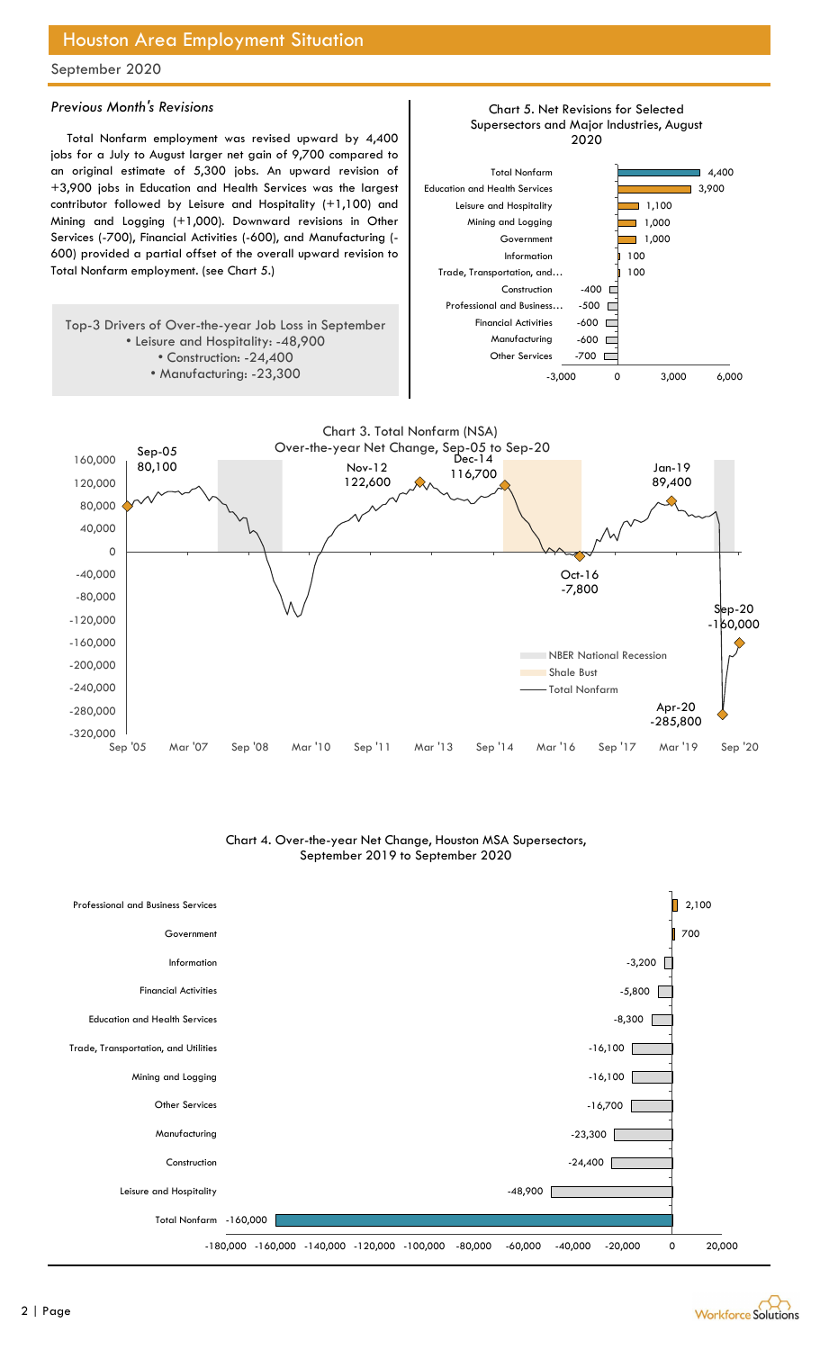# Houston Area Employment Situation

September 2020

### *Previous Month's Revisions*

Total Nonfarm employment was revised upward by 4,400 jobs for a July to August larger net gain of 9,700 compared to an original estimate of 5,300 jobs. An upward revision of +3,900 jobs in Education and Health Services was the largest contributor followed by Leisure and Hospitality (+1,100) and Mining and Logging (+1,000). Downward revisions in Other Services (-700), Financial Activities (-600), and Manufacturing (-600) provided a partial offset of the overall upward revision to Total Nonfarm employment. (see Chart 5.)

Top-3 Drivers of Over-the-year Job Loss in September
- Leisure and Hospitality: -48,900
- Construction: -24,400
- Manufacturing: -23,300

Chart 5. Net Revisions for Selected Supersectors and Major Industries, August 2020

| Industry | Revision |
|---|---|
| Total Nonfarm | 4,400 |
| Education and Health Services | 3,900 |
| Leisure and Hospitality | 1,100 |
| Mining and Logging | 1,000 |
| Government | 1,000 |
| Information | 100 |
| Trade, Transportation, and… | 100 |
| Construction | -400 |
| Professional and Business… | -500 |
| Financial Activities | -600 |
| Manufacturing | -600 |
| Other Services | -700 |

Chart 3. Total Nonfarm (NSA) Over-the-year Net Change, Sep-05 to Sep-20

| Date | Net Change |
|---|---|
| Sep-05 | 80,100 |
| Nov-12 | 122,600 |
| Dec-14 | 116,700 |
| Oct-16 | -7,800 |
| Jan-19 | 89,400 |
| Apr-20 | -285,800 |
| Sep-20 | -160,000 |

Legend: NBER National Recession; Shale Bust; Total Nonfarm

Chart 4. Over-the-year Net Change, Houston MSA Supersectors, September 2019 to September 2020

| Supersector | Net Change |
|---|---|
| Professional and Business Services | 2,100 |
| Government | 700 |
| Information | -3,200 |
| Financial Activities | -5,800 |
| Education and Health Services | -8,300 |
| Trade, Transportation, and Utilities | -16,100 |
| Mining and Logging | -16,100 |
| Other Services | -16,700 |
| Manufacturing | -23,300 |
| Construction | -24,400 |
| Leisure and Hospitality | -48,900 |
| Total Nonfarm | -160,000 |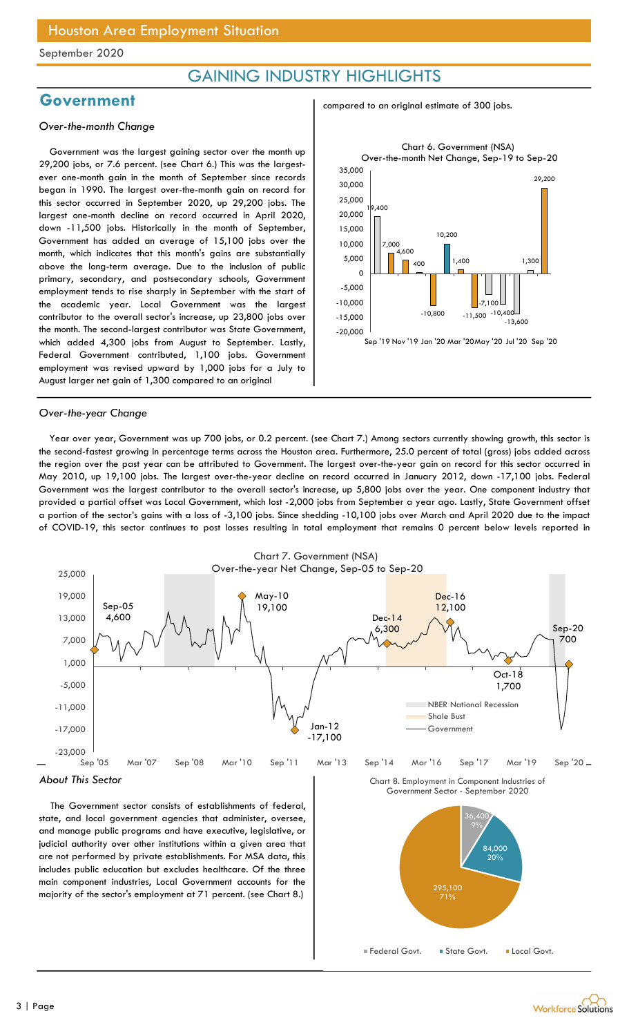# GAINING INDUSTRY HIGHLIGHTS

## Government

### *Over-the-month Change*

Government was the largest gaining sector over the month up 29,200 jobs, or 7.6 percent. (see Chart 6.) This was the largest-ever one-month gain in the month of September since records began in 1990. The largest over-the-month gain on record for this sector occurred in September 2020, up 29,200 jobs. The largest one-month decline on record occurred in April 2020, down -11,500 jobs. Historically in the month of September, Government has added an average of 15,100 jobs over the month, which indicates that this month's gains are substantially above the long-term average. Due to the inclusion of public primary, secondary, and postsecondary schools, Government employment tends to rise sharply in September with the start of the academic year. Local Government was the largest contributor to the overall sector's increase, up 23,800 jobs over the month. The second-largest contributor was State Government, which added 4,300 jobs from August to September. Lastly, Federal Government contributed, 1,100 jobs. Government employment was revised upward by 1,000 jobs for a July to August larger net gain of 1,300 compared to an original compared to an original estimate of 300 jobs.

Chart 6. Government (NSA) Over-the-month Net Change, Sep-19 to Sep-20

| Month | Net Change |
|---|---|
| Sep '19 | 19,400 |
| Oct '19 | 7,000 |
| Nov '19 | 4,600 |
| Dec '19 | 400 |
| Jan '20 | -10,800 |
| Feb '20 | 10,200 |
| Mar '20 | 1,400 |
| Apr '20 | -11,500 |
| May '20 | -7,100 |
| Jun '20 | -10,400 |
| Jul '20 | -13,600 |
| Aug '20 | 1,300 |
| Sep '20 | 29,200 |

### *Over-the-year Change*

Year over year, Government was up 700 jobs, or 0.2 percent. (see Chart 7.) Among sectors currently showing growth, this sector is the second-fastest growing in percentage terms across the Houston area. Furthermore, 25.0 percent of total (gross) jobs added across the region over the past year can be attributed to Government. The largest over-the-year gain on record for this sector occurred in May 2010, up 19,100 jobs. The largest over-the-year decline on record occurred in January 2012, down -17,100 jobs. Federal Government was the largest contributor to the overall sector's increase, up 5,800 jobs over the year. One component industry that provided a partial offset was Local Government, which lost -2,000 jobs from September a year ago. Lastly, State Government offset a portion of the sector's gains with a loss of -3,100 jobs. Since shedding -10,100 jobs over March and April 2020 due to the impact of COVID-19, this sector continues to post losses resulting in total employment that remains 0 percent below levels reported in

Chart 7. Government (NSA) Over-the-year Net Change, Sep-05 to Sep-20

Labeled points: Sep-05 4,600; May-10 19,100; Jan-12 -17,100; Dec-14 6,300; Dec-16 12,100; Oct-18 1,700; Sep-20 700. Legend: NBER National Recession; Shale Bust; Government.

### *About This Sector*

The Government sector consists of establishments of federal, state, and local government agencies that administer, oversee, and manage public programs and have executive, legislative, or judicial authority over other institutions within a given area that are not performed by private establishments. For MSA data, this includes public education but excludes healthcare. Of the three main component industries, Local Government accounts for the majority of the sector's employment at 71 percent. (see Chart 8.)

Chart 8. Employment in Component Industries of Government Sector - September 2020

| Component | Employment | Share |
|---|---|---|
| Federal Govt. | 36,400 | 9% |
| State Govt. | 84,000 | 20% |
| Local Govt. | 295,100 | 71% |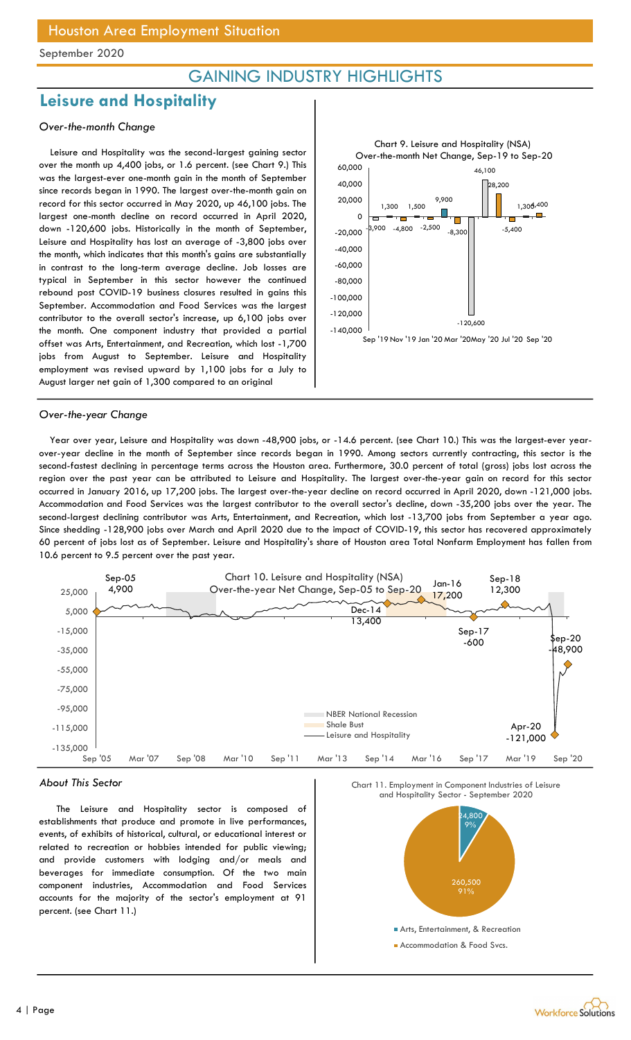## GAINING INDUSTRY HIGHLIGHTS

## Leisure and Hospitality

*Over-the-month Change*

Leisure and Hospitality was the second-largest gaining sector over the month up 4,400 jobs, or 1.6 percent. (see Chart 9.) This was the largest-ever one-month gain in the month of September since records began in 1990. The largest over-the-month gain on record for this sector occurred in May 2020, up 46,100 jobs. The largest one-month decline on record occurred in April 2020, down -120,600 jobs. Historically in the month of September, Leisure and Hospitality has lost an average of -3,800 jobs over the month, which indicates that this month's gains are substantially in contrast to the long-term average decline. Job losses are typical in September in this sector however the continued rebound post COVID-19 business closures resulted in gains this September. Accommodation and Food Services was the largest contributor to the overall sector's increase, up 6,100 jobs over the month. One component industry that provided a partial offset was Arts, Entertainment, and Recreation, which lost -1,700 jobs from August to September. Leisure and Hospitality employment was revised upward by 1,100 jobs for a July to August larger net gain of 1,300 compared to an original

Chart 9. Leisure and Hospitality (NSA) Over-the-month Net Change, Sep-19 to Sep-20

*Over-the-year Change*

Year over year, Leisure and Hospitality was down -48,900 jobs, or -14.6 percent. (see Chart 10.) This was the largest-ever year-over-year decline in the month of September since records began in 1990. Among sectors currently contracting, this sector is the second-fastest declining in percentage terms across the Houston area. Furthermore, 30.0 percent of total (gross) jobs lost across the region over the past year can be attributed to Leisure and Hospitality. The largest over-the-year gain on record for this sector occurred in January 2016, up 17,200 jobs. The largest over-the-year decline on record occurred in April 2020, down -121,000 jobs. Accommodation and Food Services was the largest contributor to the overall sector's decline, down -35,200 jobs over the year. The second-largest declining contributor was Arts, Entertainment, and Recreation, which lost -13,700 jobs from September a year ago. Since shedding -128,900 jobs over March and April 2020 due to the impact of COVID-19, this sector has recovered approximately 60 percent of jobs lost as of September. Leisure and Hospitality's share of Houston area Total Nonfarm Employment has fallen from 10.6 percent to 9.5 percent over the past year.

Chart 10. Leisure and Hospitality (NSA) Over-the-year Net Change, Sep-05 to Sep-20

*About This Sector*

The Leisure and Hospitality sector is composed of establishments that produce and promote in live performances, events, of exhibits of historical, cultural, or educational interest or related to recreation or hobbies intended for public viewing; and provide customers with lodging and/or meals and beverages for immediate consumption. Of the two main component industries, Accommodation and Food Services accounts for the majority of the sector's employment at 91 percent. (see Chart 11.)

Chart 11. Employment in Component Industries of Leisure and Hospitality Sector - September 2020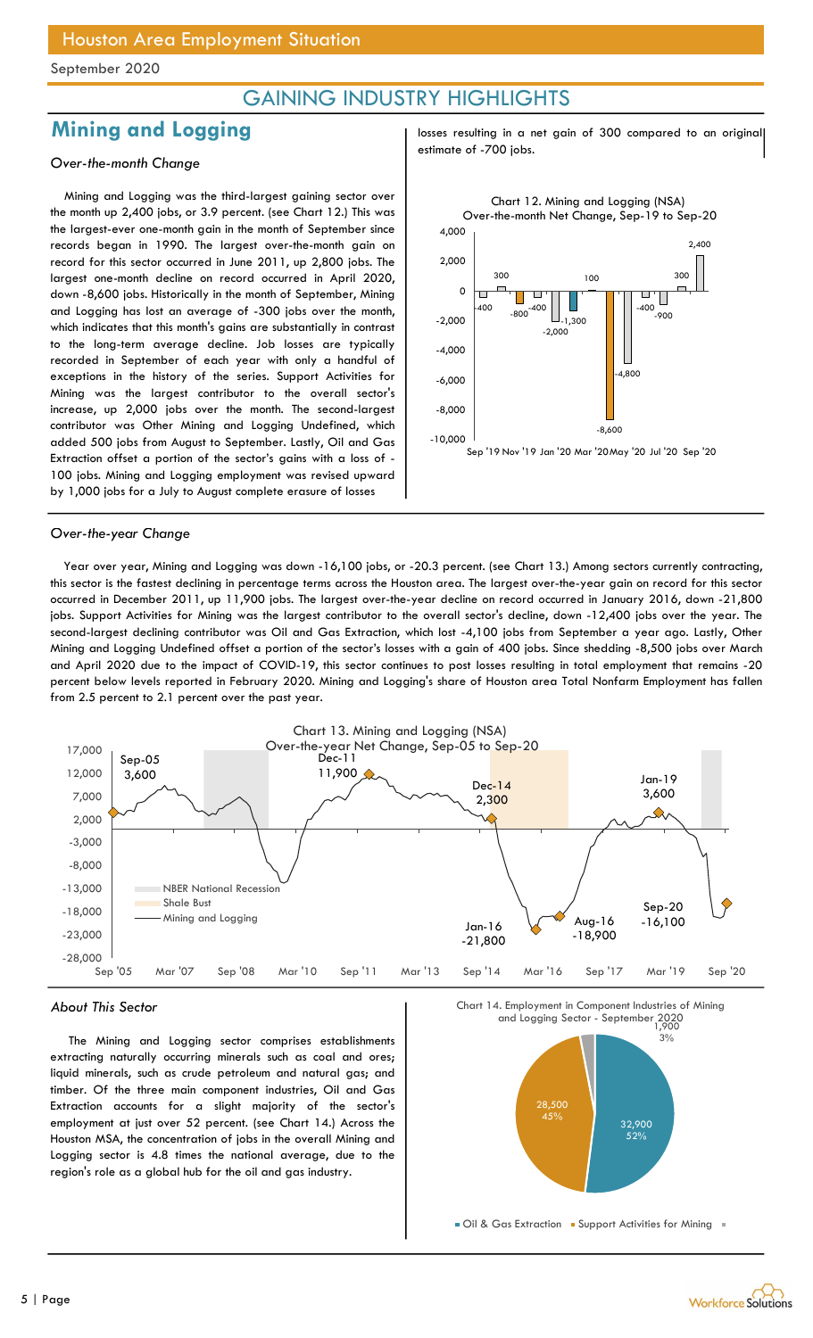Houston Area Employment Situation

September 2020

# GAINING INDUSTRY HIGHLIGHTS

## Mining and Logging

*Over-the-month Change*

Mining and Logging was the third-largest gaining sector over the month up 2,400 jobs, or 3.9 percent. (see Chart 12.) This was the largest-ever one-month gain in the month of September since records began in 1990. The largest over-the-month gain on record for this sector occurred in June 2011, up 2,800 jobs. The largest one-month decline on record occurred in April 2020, down -8,600 jobs. Historically in the month of September, Mining and Logging has lost an average of -300 jobs over the month, which indicates that this month's gains are substantially in contrast to the long-term average decline. Job losses are typically recorded in September of each year with only a handful of exceptions in the history of the series. Support Activities for Mining was the largest contributor to the overall sector's increase, up 2,000 jobs over the month. The second-largest contributor was Other Mining and Logging Undefined, which added 500 jobs from August to September. Lastly, Oil and Gas Extraction offset a portion of the sector's gains with a loss of -100 jobs. Mining and Logging employment was revised upward by 1,000 jobs for a July to August complete erasure of losses losses resulting in a net gain of 300 compared to an original estimate of -700 jobs.

Chart 12. Mining and Logging (NSA) Over-the-month Net Change, Sep-19 to Sep-20

*Over-the-year Change*

Year over year, Mining and Logging was down -16,100 jobs, or -20.3 percent. (see Chart 13.) Among sectors currently contracting, this sector is the fastest declining in percentage terms across the Houston area. The largest over-the-year gain on record for this sector occurred in December 2011, up 11,900 jobs. The largest over-the-year decline on record occurred in January 2016, down -21,800 jobs. Support Activities for Mining was the largest contributor to the overall sector's decline, down -12,400 jobs over the year. The second-largest declining contributor was Oil and Gas Extraction, which lost -4,100 jobs from September a year ago. Lastly, Other Mining and Logging Undefined offset a portion of the sector's losses with a gain of 400 jobs. Since shedding -8,500 jobs over March and April 2020 due to the impact of COVID-19, this sector continues to post losses resulting in total employment that remains -20 percent below levels reported in February 2020. Mining and Logging's share of Houston area Total Nonfarm Employment has fallen from 2.5 percent to 2.1 percent over the past year.

Chart 13. Mining and Logging (NSA) Over-the-year Net Change, Sep-05 to Sep-20

*About This Sector*

The Mining and Logging sector comprises establishments extracting naturally occurring minerals such as coal and ores; liquid minerals, such as crude petroleum and natural gas; and timber. Of the three main component industries, Oil and Gas Extraction accounts for a slight majority of the sector's employment at just over 52 percent. (see Chart 14.) Across the Houston MSA, the concentration of jobs in the overall Mining and Logging sector is 4.8 times the national average, due to the region's role as a global hub for the oil and gas industry.

Chart 14. Employment in Component Industries of Mining and Logging Sector - September 2020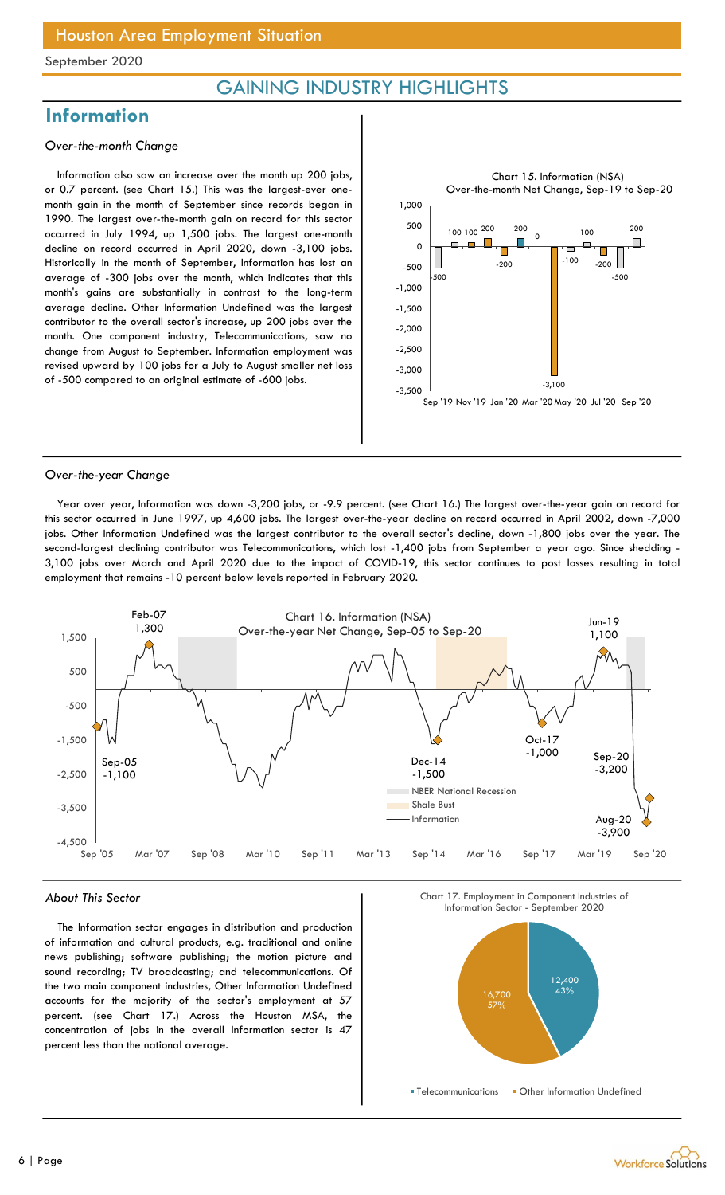Houston Area Employment Situation

September 2020

## GAINING INDUSTRY HIGHLIGHTS

# Information

### *Over-the-month Change*

Information also saw an increase over the month up 200 jobs, or 0.7 percent. (see Chart 15.) This was the largest-ever one-month gain in the month of September since records began in 1990. The largest over-the-month gain on record for this sector occurred in July 1994, up 1,500 jobs. The largest one-month decline on record occurred in April 2020, down -3,100 jobs. Historically in the month of September, Information has lost an average of -300 jobs over the month, which indicates that this month's gains are substantially in contrast to the long-term average decline. Other Information Undefined was the largest contributor to the overall sector's increase, up 200 jobs over the month. One component industry, Telecommunications, saw no change from August to September. Information employment was revised upward by 100 jobs for a July to August smaller net loss of -500 compared to an original estimate of -600 jobs.

Chart 15. Information (NSA)
Over-the-month Net Change, Sep-19 to Sep-20

### *Over-the-year Change*

Year over year, Information was down -3,200 jobs, or -9.9 percent. (see Chart 16.) The largest over-the-year gain on record for this sector occurred in June 1997, up 4,600 jobs. The largest over-the-year decline on record occurred in April 2002, down -7,000 jobs. Other Information Undefined was the largest contributor to the overall sector's decline, down -1,800 jobs over the year. The second-largest declining contributor was Telecommunications, which lost -1,400 jobs from September a year ago. Since shedding -3,100 jobs over March and April 2020 due to the impact of COVID-19, this sector continues to post losses resulting in total employment that remains -10 percent below levels reported in February 2020.

Chart 16. Information (NSA)
Over-the-year Net Change, Sep-05 to Sep-20

### *About This Sector*

The Information sector engages in distribution and production of information and cultural products, e.g. traditional and online news publishing; software publishing; the motion picture and sound recording; TV broadcasting; and telecommunications. Of the two main component industries, Other Information Undefined accounts for the majority of the sector's employment at 57 percent. (see Chart 17.) Across the Houston MSA, the concentration of jobs in the overall Information sector is 47 percent less than the national average.

Chart 17. Employment in Component Industries of Information Sector - September 2020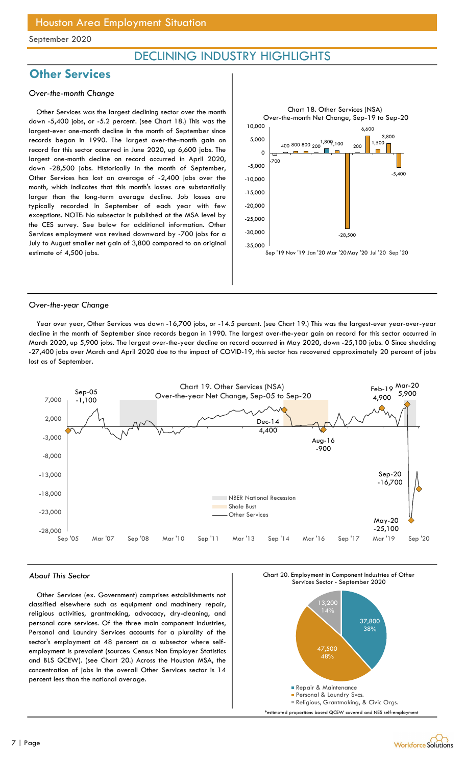Houston Area Employment Situation

September 2020

# DECLINING INDUSTRY HIGHLIGHTS

## Other Services

*Over-the-month Change*

Other Services was the largest declining sector over the month down -5,400 jobs, or -5.2 percent. (see Chart 18.) This was the largest-ever one-month decline in the month of September since records began in 1990. The largest over-the-month gain on record for this sector occurred in June 2020, up 6,600 jobs. The largest one-month decline on record occurred in April 2020, down -28,500 jobs. Historically in the month of September, Other Services has lost an average of -2,400 jobs over the month, which indicates that this month's losses are substantially larger than the long-term average decline. Job losses are typically recorded in September of each year with few exceptions. NOTE: No subsector is published at the MSA level by the CES survey. See below for additional information. Other Services employment was revised downward by -700 jobs for a July to August smaller net gain of 3,800 compared to an original estimate of 4,500 jobs.

Chart 18. Other Services (NSA) Over-the-month Net Change, Sep-19 to Sep-20

*Over-the-year Change*

Year over year, Other Services was down -16,700 jobs, or -14.5 percent. (see Chart 19.) This was the largest-ever year-over-year decline in the month of September since records began in 1990. The largest over-the-year gain on record for this sector occurred in March 2020, up 5,900 jobs. The largest over-the-year decline on record occurred in May 2020, down -25,100 jobs. 0 Since shedding -27,400 jobs over March and April 2020 due to the impact of COVID-19, this sector has recovered approximately 20 percent of jobs lost as of September.

Chart 19. Other Services (NSA) Over-the-year Net Change, Sep-05 to Sep-20

*About This Sector*

Other Services (ex. Government) comprises establishments not classified elsewhere such as equipment and machinery repair, religious activities, grantmaking, advocacy, dry-cleaning, and personal care services. Of the three main component industries, Personal and Laundry Services accounts for a plurality of the sector's employment at 48 percent as a subsector where self-employment is prevalent (sources: Census Non Employer Statistics and BLS QCEW). (see Chart 20.) Across the Houston MSA, the concentration of jobs in the overall Other Services sector is 14 percent less than the national average.

Chart 20. Employment in Component Industries of Other Services Sector - September 2020

*estimated proportions based QCEW covered and NES self-employment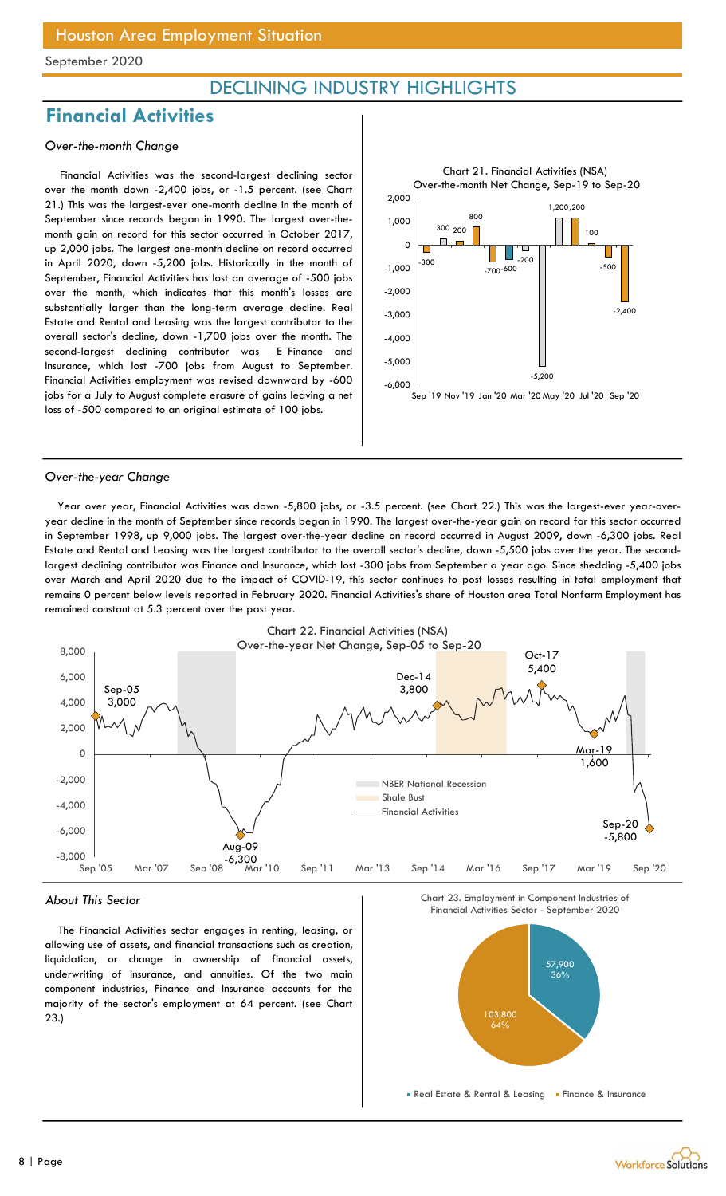# Houston Area Employment Situation

September 2020

## DECLINING INDUSTRY HIGHLIGHTS

## Financial Activities

*Over-the-month Change*

Financial Activities was the second-largest declining sector over the month down -2,400 jobs, or -1.5 percent. (see Chart 21.) This was the largest-ever one-month decline in the month of September since records began in 1990. The largest over-the-month gain on record for this sector occurred in October 2017, up 2,000 jobs. The largest one-month decline on record occurred in April 2020, down -5,200 jobs. Historically in the month of September, Financial Activities has lost an average of -500 jobs over the month, which indicates that this month's losses are substantially larger than the long-term average decline. Real Estate and Rental and Leasing was the largest contributor to the overall sector's decline, down -1,700 jobs over the month. The second-largest declining contributor was _E_Finance and Insurance, which lost -700 jobs from August to September. Financial Activities employment was revised downward by -600 jobs for a July to August complete erasure of gains leaving a net loss of -500 compared to an original estimate of 100 jobs.

Chart 21. Financial Activities (NSA) Over-the-month Net Change, Sep-19 to Sep-20

*Over-the-year Change*

Year over year, Financial Activities was down -5,800 jobs, or -3.5 percent. (see Chart 22.) This was the largest-ever year-over-year decline in the month of September since records began in 1990. The largest over-the-year gain on record for this sector occurred in September 1998, up 9,000 jobs. The largest over-the-year decline on record occurred in August 2009, down -6,300 jobs. Real Estate and Rental and Leasing was the largest contributor to the overall sector's decline, down -5,500 jobs over the year. The second-largest declining contributor was Finance and Insurance, which lost -300 jobs from September a year ago. Since shedding -5,400 jobs over March and April 2020 due to the impact of COVID-19, this sector continues to post losses resulting in total employment that remains 0 percent below levels reported in February 2020. Financial Activities's share of Houston area Total Nonfarm Employment has remained constant at 5.3 percent over the past year.

Chart 22. Financial Activities (NSA) Over-the-year Net Change, Sep-05 to Sep-20

*About This Sector*

The Financial Activities sector engages in renting, leasing, or allowing use of assets, and financial transactions such as creation, liquidation, or change in ownership of financial assets, underwriting of insurance, and annuities. Of the two main component industries, Finance and Insurance accounts for the majority of the sector's employment at 64 percent. (see Chart 23.)

Chart 23. Employment in Component Industries of Financial Activities Sector - September 2020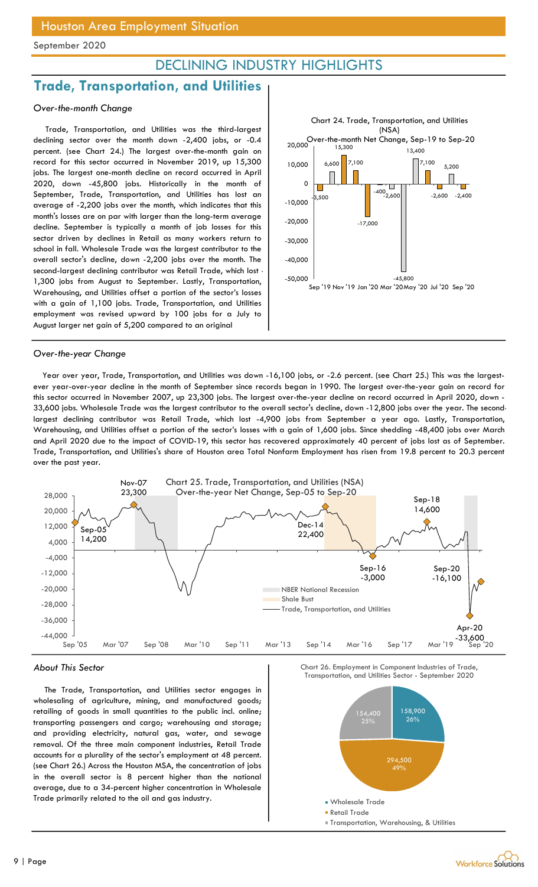## Houston Area Employment Situation

September 2020

# DECLINING INDUSTRY HIGHLIGHTS

## Trade, Transportation, and Utilities

### *Over-the-month Change*

Trade, Transportation, and Utilities was the third-largest declining sector over the month down -2,400 jobs, or -0.4 percent. (see Chart 24.) The largest over-the-month gain on record for this sector occurred in November 2019, up 15,300 jobs. The largest one-month decline on record occurred in April 2020, down -45,800 jobs. Historically in the month of September, Trade, Transportation, and Utilities has lost an average of -2,200 jobs over the month, which indicates that this month's losses are on par with larger than the long-term average decline. September is typically a month of job losses for this sector driven by declines in Retail as many workers return to school in fall. Wholesale Trade was the largest contributor to the overall sector's decline, down -2,200 jobs over the month. The second-largest declining contributor was Retail Trade, which lost -1,300 jobs from August to September. Lastly, Transportation, Warehousing, and Utilities offset a portion of the sector's losses with a gain of 1,100 jobs. Trade, Transportation, and Utilities employment was revised upward by 100 jobs for a July to August larger net gain of 5,200 compared to an original

Chart 24. Trade, Transportation, and Utilities (NSA) Over-the-month Net Change, Sep-19 to Sep-20

### *Over-the-year Change*

Year over year, Trade, Transportation, and Utilities was down -16,100 jobs, or -2.6 percent. (see Chart 25.) This was the largest-ever year-over-year decline in the month of September since records began in 1990. The largest over-the-year gain on record for this sector occurred in November 2007, up 23,300 jobs. The largest over-the-year decline on record occurred in April 2020, down -33,600 jobs. Wholesale Trade was the largest contributor to the overall sector's decline, down -12,800 jobs over the year. The second-largest declining contributor was Retail Trade, which lost -4,900 jobs from September a year ago. Lastly, Transportation, Warehousing, and Utilities offset a portion of the sector's losses with a gain of 1,600 jobs. Since shedding -48,400 jobs over March and April 2020 due to the impact of COVID-19, this sector has recovered approximately 40 percent of jobs lost as of September. Trade, Transportation, and Utilities's share of Houston area Total Nonfarm Employment has risen from 19.8 percent to 20.3 percent over the past year.

Chart 25. Trade, Transportation, and Utilities (NSA) Over-the-year Net Change, Sep-05 to Sep-20

### *About This Sector*

The Trade, Transportation, and Utilities sector engages in wholesaling of agriculture, mining, and manufactured goods; retailing of goods in small quantities to the public incl. online; transporting passengers and cargo; warehousing and storage; and providing electricity, natural gas, water, and sewage removal. Of the three main component industries, Retail Trade accounts for a plurality of the sector's employment at 48 percent. (see Chart 26.) Across the Houston MSA, the concentration of jobs in the overall sector is 8 percent higher than the national average, due to a 34-percent higher concentration in Wholesale Trade primarily related to the oil and gas industry.

Chart 26. Employment in Component Industries of Trade, Transportation, and Utilities Sector - September 2020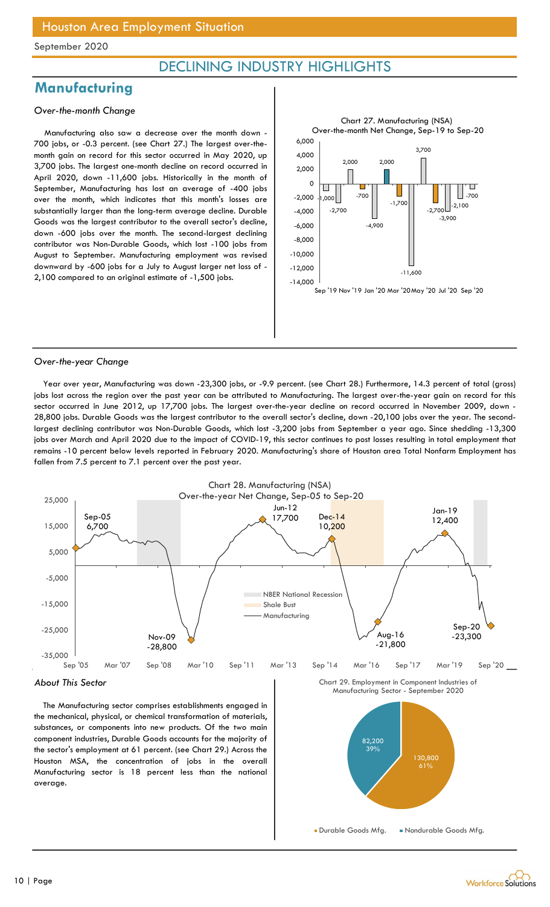Houston Area Employment Situation

September 2020

# DECLINING INDUSTRY HIGHLIGHTS

## Manufacturing

*Over-the-month Change*

Manufacturing also saw a decrease over the month down -700 jobs, or -0.3 percent. (see Chart 27.) The largest over-the-month gain on record for this sector occurred in May 2020, up 3,700 jobs. The largest one-month decline on record occurred in April 2020, down -11,600 jobs. Historically in the month of September, Manufacturing has lost an average of -400 jobs over the month, which indicates that this month's losses are substantially larger than the long-term average decline. Durable Goods was the largest contributor to the overall sector's decline, down -600 jobs over the month. The second-largest declining contributor was Non-Durable Goods, which lost -100 jobs from August to September. Manufacturing employment was revised downward by -600 jobs for a July to August larger net loss of -2,100 compared to an original estimate of -1,500 jobs.

Chart 27. Manufacturing (NSA) Over-the-month Net Change, Sep-19 to Sep-20

*Over-the-year Change*

Year over year, Manufacturing was down -23,300 jobs, or -9.9 percent. (see Chart 28.) Furthermore, 14.3 percent of total (gross) jobs lost across the region over the past year can be attributed to Manufacturing. The largest over-the-year gain on record for this sector occurred in June 2012, up 17,700 jobs. The largest over-the-year decline on record occurred in November 2009, down -28,800 jobs. Durable Goods was the largest contributor to the overall sector's decline, down -20,100 jobs over the year. The second-largest declining contributor was Non-Durable Goods, which lost -3,200 jobs from September a year ago. Since shedding -13,300 jobs over March and April 2020 due to the impact of COVID-19, this sector continues to post losses resulting in total employment that remains -10 percent below levels reported in February 2020. Manufacturing's share of Houston area Total Nonfarm Employment has fallen from 7.5 percent to 7.1 percent over the past year.

Chart 28. Manufacturing (NSA) Over-the-year Net Change, Sep-05 to Sep-20

*About This Sector*

The Manufacturing sector comprises establishments engaged in the mechanical, physical, or chemical transformation of materials, substances, or components into new products. Of the two main component industries, Durable Goods accounts for the majority of the sector's employment at 61 percent. (see Chart 29.) Across the Houston MSA, the concentration of jobs in the overall Manufacturing sector is 18 percent less than the national average.

Chart 29. Employment in Component Industries of Manufacturing Sector - September 2020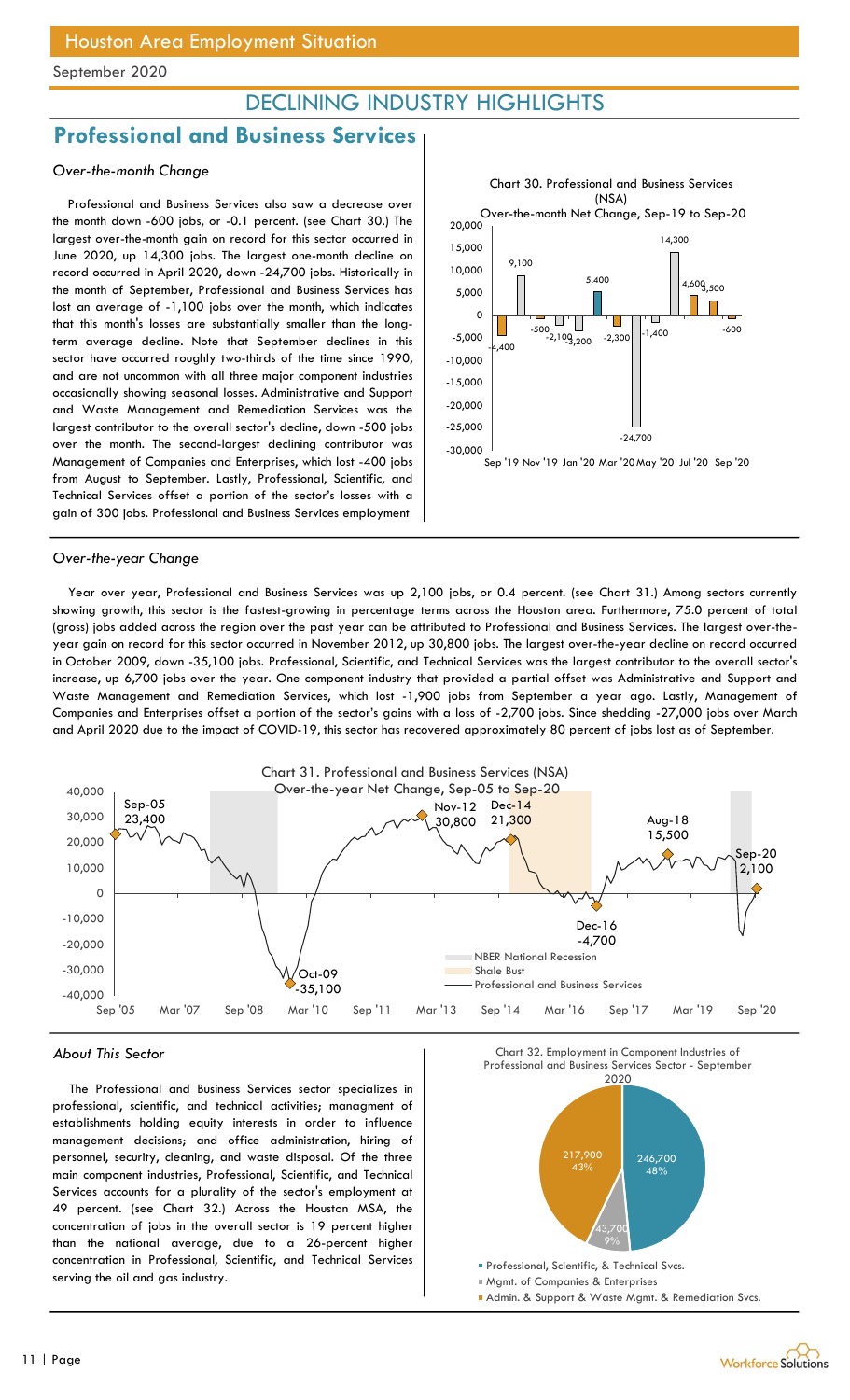## DECLINING INDUSTRY HIGHLIGHTS

## Professional and Business Services

*Over-the-month Change*

Professional and Business Services also saw a decrease over the month down -600 jobs, or -0.1 percent. (see Chart 30.) The largest over-the-month gain on record for this sector occurred in June 2020, up 14,300 jobs. The largest one-month decline on record occurred in April 2020, down -24,700 jobs. Historically in the month of September, Professional and Business Services has lost an average of -1,100 jobs over the month, which indicates that this month's losses are substantially smaller than the long-term average decline. Note that September declines in this sector have occurred roughly two-thirds of the time since 1990, and are not uncommon with all three major component industries occasionally showing seasonal losses. Administrative and Support and Waste Management and Remediation Services was the largest contributor to the overall sector's decline, down -500 jobs over the month. The second-largest declining contributor was Management of Companies and Enterprises, which lost -400 jobs from August to September. Lastly, Professional, Scientific, and Technical Services offset a portion of the sector's losses with a gain of 300 jobs. Professional and Business Services employment

Chart 30. Professional and Business Services (NSA)
Over-the-month Net Change, Sep-19 to Sep-20

*Over-the-year Change*

Year over year, Professional and Business Services was up 2,100 jobs, or 0.4 percent. (see Chart 31.) Among sectors currently showing growth, this sector is the fastest-growing in percentage terms across the Houston area. Furthermore, 75.0 percent of total (gross) jobs added across the region over the past year can be attributed to Professional and Business Services. The largest over-the-year gain on record for this sector occurred in November 2012, up 30,800 jobs. The largest over-the-year decline on record occurred in October 2009, down -35,100 jobs. Professional, Scientific, and Technical Services was the largest contributor to the overall sector's increase, up 6,700 jobs over the year. One component industry that provided a partial offset was Administrative and Support and Waste Management and Remediation Services, which lost -1,900 jobs from September a year ago. Lastly, Management of Companies and Enterprises offset a portion of the sector's gains with a loss of -2,700 jobs. Since shedding -27,000 jobs over March and April 2020 due to the impact of COVID-19, this sector has recovered approximately 80 percent of jobs lost as of September.

Chart 31. Professional and Business Services (NSA)
Over-the-year Net Change, Sep-05 to Sep-20

*About This Sector*

The Professional and Business Services sector specializes in professional, scientific, and technical activities; managment of establishments holding equity interests in order to influence management decisions; and office administration, hiring of personnel, security, cleaning, and waste disposal. Of the three main component industries, Professional, Scientific, and Technical Services accounts for a plurality of the sector's employment at 49 percent. (see Chart 32.) Across the Houston MSA, the concentration of jobs in the overall sector is 19 percent higher than the national average, due to a 26-percent higher concentration in Professional, Scientific, and Technical Services serving the oil and gas industry.

Chart 32. Employment in Component Industries of Professional and Business Services Sector - September 2020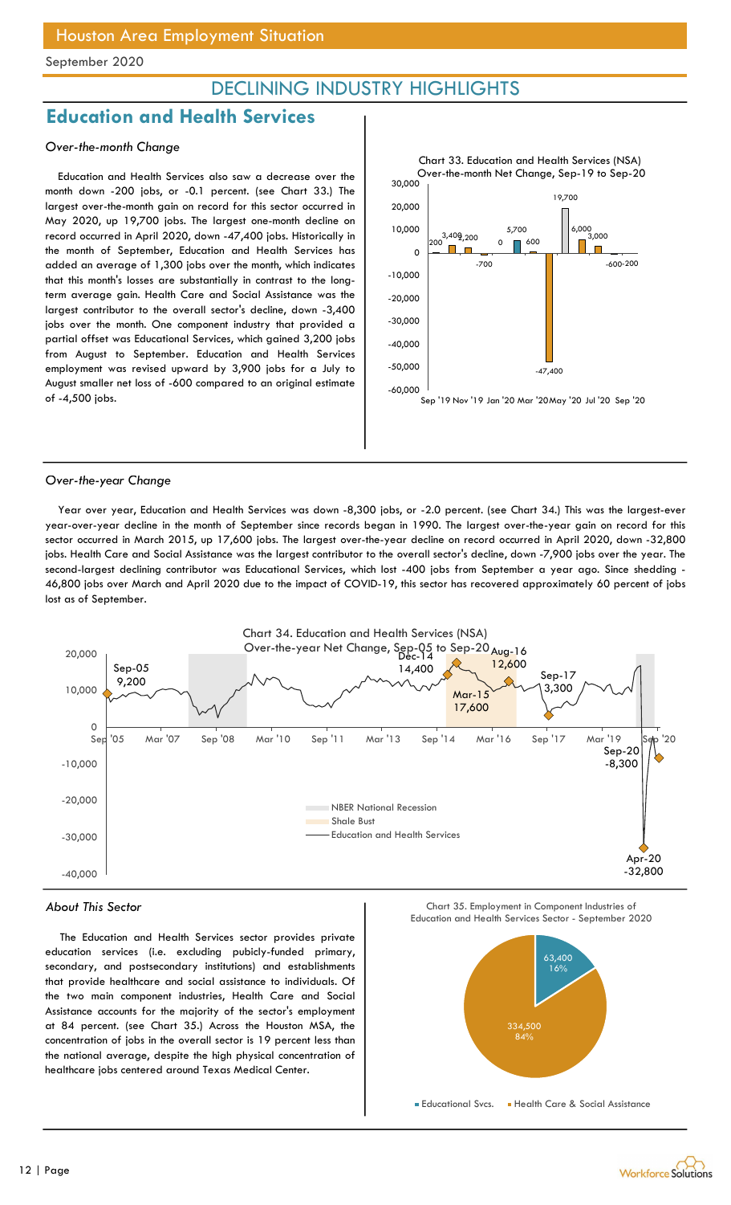Houston Area Employment Situation

September 2020

# DECLINING INDUSTRY HIGHLIGHTS

## Education and Health Services

### *Over-the-month Change*

Education and Health Services also saw a decrease over the month down -200 jobs, or -0.1 percent. (see Chart 33.) The largest over-the-month gain on record for this sector occurred in May 2020, up 19,700 jobs. The largest one-month decline on record occurred in April 2020, down -47,400 jobs. Historically in the month of September, Education and Health Services has added an average of 1,300 jobs over the month, which indicates that this month's losses are substantially in contrast to the long-term average gain. Health Care and Social Assistance was the largest contributor to the overall sector's decline, down -3,400 jobs over the month. One component industry that provided a partial offset was Educational Services, which gained 3,200 jobs from August to September. Education and Health Services employment was revised upward by 3,900 jobs for a July to August smaller net loss of -600 compared to an original estimate of -4,500 jobs.

Chart 33. Education and Health Services (NSA) Over-the-month Net Change, Sep-19 to Sep-20

### *Over-the-year Change*

Year over year, Education and Health Services was down -8,300 jobs, or -2.0 percent. (see Chart 34.) This was the largest-ever year-over-year decline in the month of September since records began in 1990. The largest over-the-year gain on record for this sector occurred in March 2015, up 17,600 jobs. The largest over-the-year decline on record occurred in April 2020, down -32,800 jobs. Health Care and Social Assistance was the largest contributor to the overall sector's decline, down -7,900 jobs over the year. The second-largest declining contributor was Educational Services, which lost -400 jobs from September a year ago. Since shedding -46,800 jobs over March and April 2020 due to the impact of COVID-19, this sector has recovered approximately 60 percent of jobs lost as of September.

Chart 34. Education and Health Services (NSA) Over-the-year Net Change, Sep-05 to Sep-20

### *About This Sector*

The Education and Health Services sector provides private education services (i.e. excluding publicly-funded primary, secondary, and postsecondary institutions) and establishments that provide healthcare and social assistance to individuals. Of the two main component industries, Health Care and Social Assistance accounts for the majority of the sector's employment at 84 percent. (see Chart 35.) Across the Houston MSA, the concentration of jobs in the overall sector is 19 percent less than the national average, despite the high physical concentration of healthcare jobs centered around Texas Medical Center.

Chart 35. Employment in Component Industries of Education and Health Services Sector - September 2020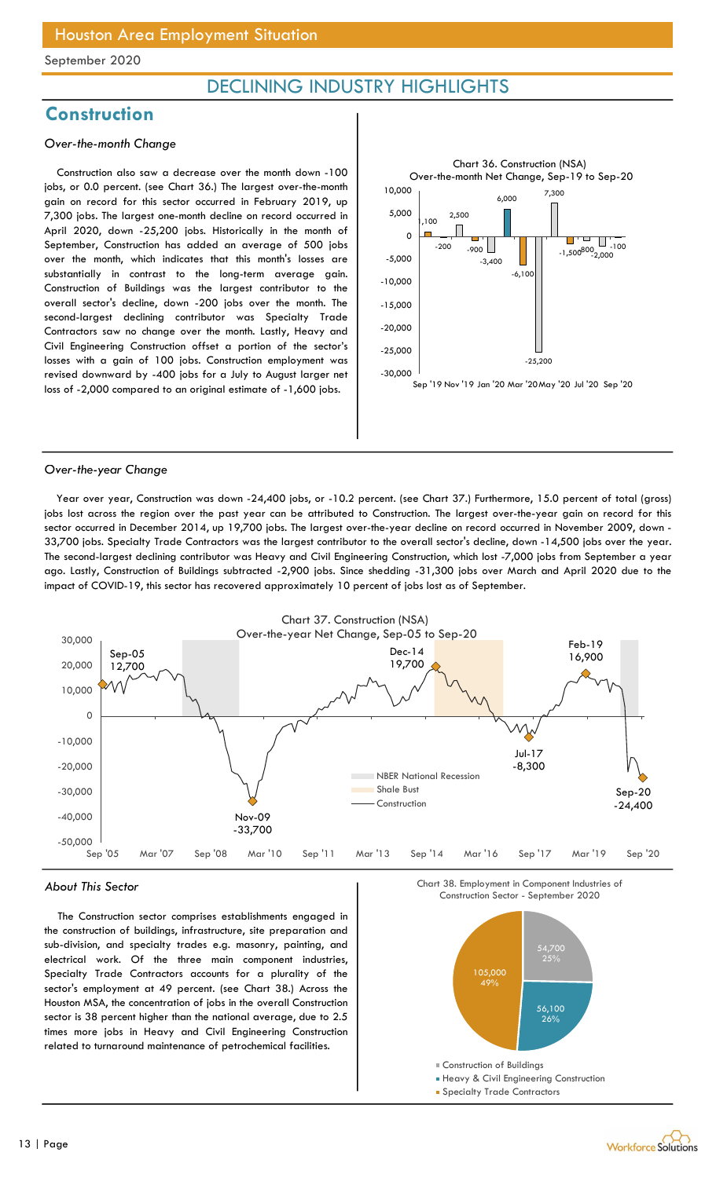# Houston Area Employment Situation

September 2020

## DECLINING INDUSTRY HIGHLIGHTS

## Construction

### *Over-the-month Change*

Construction also saw a decrease over the month down -100 jobs, or 0.0 percent. (see Chart 36.) The largest over-the-month gain on record for this sector occurred in February 2019, up 7,300 jobs. The largest one-month decline on record occurred in April 2020, down -25,200 jobs. Historically in the month of September, Construction has added an average of 500 jobs over the month, which indicates that this month's losses are substantially in contrast to the long-term average gain. Construction of Buildings was the largest contributor to the overall sector's decline, down -200 jobs over the month. The second-largest declining contributor was Specialty Trade Contractors saw no change over the month. Lastly, Heavy and Civil Engineering Construction offset a portion of the sector's losses with a gain of 100 jobs. Construction employment was revised downward by -400 jobs for a July to August larger net loss of -2,000 compared to an original estimate of -1,600 jobs.

Chart 36. Construction (NSA) Over-the-month Net Change, Sep-19 to Sep-20

### *Over-the-year Change*

Year over year, Construction was down -24,400 jobs, or -10.2 percent. (see Chart 37.) Furthermore, 15.0 percent of total (gross) jobs lost across the region over the past year can be attributed to Construction. The largest over-the-year gain on record for this sector occurred in December 2014, up 19,700 jobs. The largest over-the-year decline on record occurred in November 2009, down -33,700 jobs. Specialty Trade Contractors was the largest contributor to the overall sector's decline, down -14,500 jobs over the year. The second-largest declining contributor was Heavy and Civil Engineering Construction, which lost -7,000 jobs from September a year ago. Lastly, Construction of Buildings subtracted -2,900 jobs. Since shedding -31,300 jobs over March and April 2020 due to the impact of COVID-19, this sector has recovered approximately 10 percent of jobs lost as of September.

Chart 37. Construction (NSA) Over-the-year Net Change, Sep-05 to Sep-20

### *About This Sector*

The Construction sector comprises establishments engaged in the construction of buildings, infrastructure, site preparation and sub-division, and specialty trades e.g. masonry, painting, and electrical work. Of the three main component industries, Specialty Trade Contractors accounts for a plurality of the sector's employment at 49 percent. (see Chart 38.) Across the Houston MSA, the concentration of jobs in the overall Construction sector is 38 percent higher than the national average, due to 2.5 times more jobs in Heavy and Civil Engineering Construction related to turnaround maintenance of petrochemical facilities.

Chart 38. Employment in Component Industries of Construction Sector - September 2020

- Construction of Buildings: 54,700 (25%)
- Heavy & Civil Engineering Construction: 56,100 (26%)
- Specialty Trade Contractors: 105,000 (49%)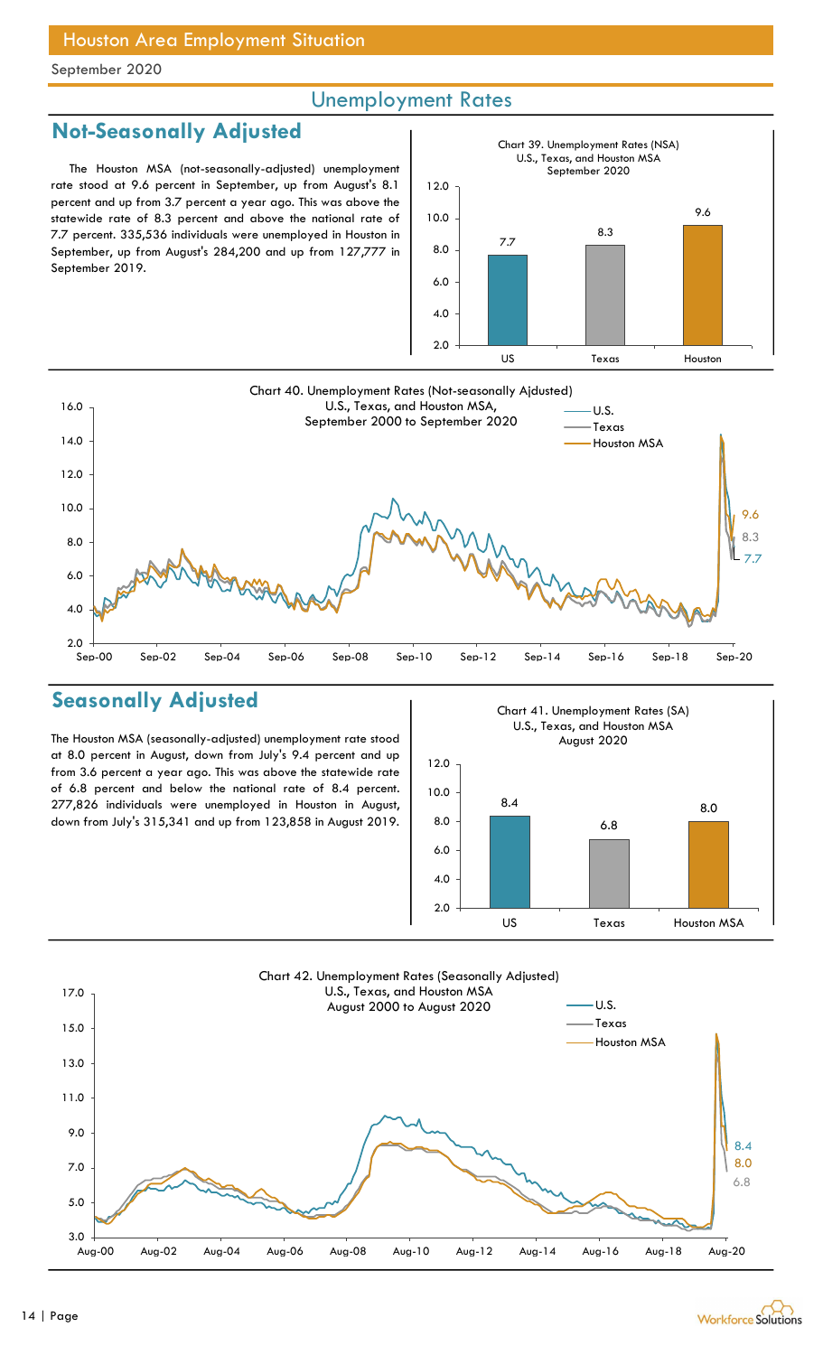## Unemployment Rates

## Not-Seasonally Adjusted

The Houston MSA (not-seasonally-adjusted) unemployment rate stood at 9.6 percent in September, up from August's 8.1 percent and up from 3.7 percent a year ago. This was above the statewide rate of 8.3 percent and above the national rate of 7.7 percent. 335,536 individuals were unemployed in Houston in September, up from August's 284,200 and up from 127,777 in September 2019.

Chart 39. Unemployment Rates (NSA) U.S., Texas, and Houston MSA September 2020

| | US | Texas | Houston |
|---|---|---|---|
| Rate | 7.7 | 8.3 | 9.6 |

Chart 40. Unemployment Rates (Not-seasonally Ajdusted) U.S., Texas, and Houston MSA, September 2000 to September 2020

## Seasonally Adjusted

The Houston MSA (seasonally-adjusted) unemployment rate stood at 8.0 percent in August, down from July's 9.4 percent and up from 3.6 percent a year ago. This was above the statewide rate of 6.8 percent and below the national rate of 8.4 percent. 277,826 individuals were unemployed in Houston in August, down from July's 315,341 and up from 123,858 in August 2019.

Chart 41. Unemployment Rates (SA) U.S., Texas, and Houston MSA August 2020

| | US | Texas | Houston MSA |
|---|---|---|---|
| Rate | 8.4 | 6.8 | 8.0 |

Chart 42. Unemployment Rates (Seasonally Adjusted) U.S., Texas, and Houston MSA August 2000 to August 2020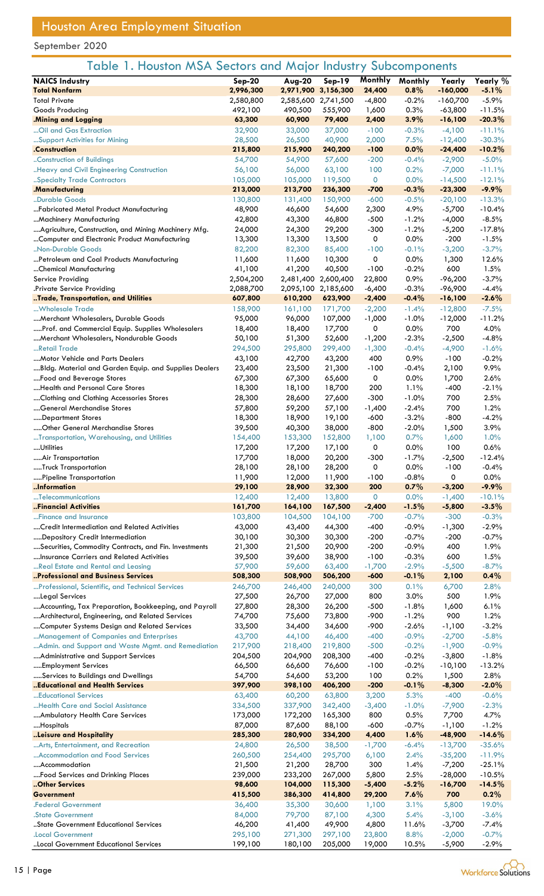# Houston Area Employment Situation

September 2020

## Table 1. Houston MSA Sectors and Major Industry Subcomponents

| NAICS Industry | Sep-20 | Aug-20 | Sep-19 | Monthly | Monthly | Yearly | Yearly % |
|---|---|---|---|---|---|---|---|
| **Total Nonfarm** | **2,996,300** | **2,971,900** | **3,156,300** | **24,400** | **0.8%** | **-160,000** | **-5.1%** |
| Total Private | 2,580,800 | 2,585,600 | 2,741,500 | -4,800 | -0.2% | -160,700 | -5.9% |
| Goods Producing | 492,100 | 490,500 | 555,900 | 1,600 | 0.3% | -63,800 | -11.5% |
| **.Mining and Logging** | **63,300** | **60,900** | **79,400** | **2,400** | **3.9%** | **-16,100** | **-20.3%** |
| ...Oil and Gas Extraction | 32,900 | 33,000 | 37,000 | -100 | -0.3% | -4,100 | -11.1% |
| ...Support Activities for Mining | 28,500 | 26,500 | 40,900 | 2,000 | 7.5% | -12,400 | -30.3% |
| **.Construction** | **215,800** | **215,900** | **240,200** | **-100** | **0.0%** | **-24,400** | **-10.2%** |
| ..Construction of Buildings | 54,700 | 54,900 | 57,600 | -200 | -0.4% | -2,900 | -5.0% |
| ..Heavy and Civil Engineering Construction | 56,100 | 56,000 | 63,100 | 100 | 0.2% | -7,000 | -11.1% |
| ..Specialty Trade Contractors | 105,000 | 105,000 | 119,500 | 0 | 0.0% | -14,500 | -12.1% |
| **.Manufacturing** | **213,000** | **213,700** | **236,300** | **-700** | **-0.3%** | **-23,300** | **-9.9%** |
| ..Durable Goods | 130,800 | 131,400 | 150,900 | -600 | -0.5% | -20,100 | -13.3% |
| ...Fabricated Metal Product Manufacturing | 48,900 | 46,600 | 54,600 | 2,300 | 4.9% | -5,700 | -10.4% |
| ...Machinery Manufacturing | 42,800 | 43,300 | 46,800 | -500 | -1.2% | -4,000 | -8.5% |
| ....Agriculture, Construction, and Mining Machinery Mfg. | 24,000 | 24,300 | 29,200 | -300 | -1.2% | -5,200 | -17.8% |
| ...Computer and Electronic Product Manufacturing | 13,300 | 13,300 | 13,500 | 0 | 0.0% | -200 | -1.5% |
| ..Non-Durable Goods | 82,200 | 82,300 | 85,400 | -100 | -0.1% | -3,200 | -3.7% |
| ...Petroleum and Coal Products Manufacturing | 11,600 | 11,600 | 10,300 | 0 | 0.0% | 1,300 | 12.6% |
| ...Chemical Manufacturing | 41,100 | 41,200 | 40,500 | -100 | -0.2% | 600 | 1.5% |
| Service Providing | 2,504,200 | 2,481,400 | 2,600,400 | 22,800 | 0.9% | -96,200 | -3.7% |
| .Private Service Providing | 2,088,700 | 2,095,100 | 2,185,600 | -6,400 | -0.3% | -96,900 | -4.4% |
| **..Trade, Transportation, and Utilities** | **607,800** | **610,200** | **623,900** | **-2,400** | **-0.4%** | **-16,100** | **-2.6%** |
| ...Wholesale Trade | 158,900 | 161,100 | 171,700 | -2,200 | -1.4% | -12,800 | -7.5% |
| ....Merchant Wholesalers, Durable Goods | 95,000 | 96,000 | 107,000 | -1,000 | -1.0% | -12,000 | -11.2% |
| .....Prof. and Commercial Equip. Supplies Wholesalers | 18,400 | 18,400 | 17,700 | 0 | 0.0% | 700 | 4.0% |
| ....Merchant Wholesalers, Nondurable Goods | 50,100 | 51,300 | 52,600 | -1,200 | -2.3% | -2,500 | -4.8% |
| ...Retail Trade | 294,500 | 295,800 | 299,400 | -1,300 | -0.4% | -4,900 | -1.6% |
| ....Motor Vehicle and Parts Dealers | 43,100 | 42,700 | 43,200 | 400 | 0.9% | -100 | -0.2% |
| ....Bldg. Material and Garden Equip. and Supplies Dealers | 23,400 | 23,500 | 21,300 | -100 | -0.4% | 2,100 | 9.9% |
| ....Food and Beverage Stores | 67,300 | 67,300 | 65,600 | 0 | 0.0% | 1,700 | 2.6% |
| ....Health and Personal Care Stores | 18,300 | 18,100 | 18,700 | 200 | 1.1% | -400 | -2.1% |
| ....Clothing and Clothing Accessories Stores | 28,300 | 28,600 | 27,600 | -300 | -1.0% | 700 | 2.5% |
| ....General Merchandise Stores | 57,800 | 59,200 | 57,100 | -1,400 | -2.4% | 700 | 1.2% |
| .....Department Stores | 18,300 | 18,900 | 19,100 | -600 | -3.2% | -800 | -4.2% |
| .....Other General Merchandise Stores | 39,500 | 40,300 | 38,000 | -800 | -2.0% | 1,500 | 3.9% |
| ...Transportation, Warehousing, and Utilities | 154,400 | 153,300 | 152,800 | 1,100 | 0.7% | 1,600 | 1.0% |
| ....Utilities | 17,200 | 17,200 | 17,100 | 0 | 0.0% | 100 | 0.6% |
| .....Air Transportation | 17,700 | 18,000 | 20,200 | -300 | -1.7% | -2,500 | -12.4% |
| .....Truck Transportation | 28,100 | 28,100 | 28,200 | 0 | 0.0% | -100 | -0.4% |
| .....Pipeline Transportation | 11,900 | 12,000 | 11,900 | -100 | -0.8% | 0 | 0.0% |
| **..Information** | **29,100** | **28,900** | **32,300** | **200** | **0.7%** | **-3,200** | **-9.9%** |
| ...Telecommunications | 12,400 | 12,400 | 13,800 | 0 | 0.0% | -1,400 | -10.1% |
| **..Financial Activities** | **161,700** | **164,100** | **167,500** | **-2,400** | **-1.5%** | **-5,800** | **-3.5%** |
| ...Finance and Insurance | 103,800 | 104,500 | 104,100 | -700 | -0.7% | -300 | -0.3% |
| ....Credit Intermediation and Related Activities | 43,000 | 43,400 | 44,300 | -400 | -0.9% | -1,300 | -2.9% |
| .....Depository Credit Intermediation | 30,100 | 30,300 | 30,300 | -200 | -0.7% | -200 | -0.7% |
| ....Securities, Commodity Contracts, and Fin. Investments | 21,300 | 21,500 | 20,900 | -200 | -0.9% | 400 | 1.9% |
| ....Insurance Carriers and Related Activities | 39,500 | 39,600 | 38,900 | -100 | -0.3% | 600 | 1.5% |
| ...Real Estate and Rental and Leasing | 57,900 | 59,600 | 63,400 | -1,700 | -2.9% | -5,500 | -8.7% |
| **..Professional and Business Services** | **508,300** | **508,900** | **506,200** | **-600** | **-0.1%** | **2,100** | **0.4%** |
| ...Professional, Scientific, and Technical Services | 246,700 | 246,400 | 240,000 | 300 | 0.1% | 6,700 | 2.8% |
| ....Legal Services | 27,500 | 26,700 | 27,000 | 800 | 3.0% | 500 | 1.9% |
| ....Accounting, Tax Preparation, Bookkeeping, and Payroll | 27,800 | 28,300 | 26,200 | -500 | -1.8% | 1,600 | 6.1% |
| ....Architectural, Engineering, and Related Services | 74,700 | 75,600 | 73,800 | -900 | -1.2% | 900 | 1.2% |
| ....Computer Systems Design and Related Services | 33,500 | 34,400 | 34,600 | -900 | -2.6% | -1,100 | -3.2% |
| ...Management of Companies and Enterprises | 43,700 | 44,100 | 46,400 | -400 | -0.9% | -2,700 | -5.8% |
| ...Admin. and Support and Waste Mgmt. and Remediation | 217,900 | 218,400 | 219,800 | -500 | -0.2% | -1,900 | -0.9% |
| ....Administrative and Support Services | 204,500 | 204,900 | 208,300 | -400 | -0.2% | -3,800 | -1.8% |
| .....Employment Services | 66,500 | 66,600 | 76,600 | -100 | -0.2% | -10,100 | -13.2% |
| .....Services to Buildings and Dwellings | 54,700 | 54,600 | 53,200 | 100 | 0.2% | 1,500 | 2.8% |
| **..Educational and Health Services** | **397,900** | **398,100** | **406,200** | **-200** | **-0.1%** | **-8,300** | **-2.0%** |
| ...Educational Services | 63,400 | 60,200 | 63,800 | 3,200 | 5.3% | -400 | -0.6% |
| ...Health Care and Social Assistance | 334,500 | 337,900 | 342,400 | -3,400 | -1.0% | -7,900 | -2.3% |
| ....Ambulatory Health Care Services | 173,000 | 172,200 | 165,300 | 800 | 0.5% | 7,700 | 4.7% |
| ....Hospitals | 87,000 | 87,600 | 88,100 | -600 | -0.7% | -1,100 | -1.2% |
| **..Leisure and Hospitality** | **285,300** | **280,900** | **334,200** | **4,400** | **1.6%** | **-48,900** | **-14.6%** |
| ...Arts, Entertainment, and Recreation | 24,800 | 26,500 | 38,500 | -1,700 | -6.4% | -13,700 | -35.6% |
| ...Accommodation and Food Services | 260,500 | 254,400 | 295,700 | 6,100 | 2.4% | -35,200 | -11.9% |
| ....Accommodation | 21,500 | 21,200 | 28,700 | 300 | 1.4% | -7,200 | -25.1% |
| ....Food Services and Drinking Places | 239,000 | 233,200 | 267,000 | 5,800 | 2.5% | -28,000 | -10.5% |
| **..Other Services** | **98,600** | **104,000** | **115,300** | **-5,400** | **-5.2%** | **-16,700** | **-14.5%** |
| **Government** | **415,500** | **386,300** | **414,800** | **29,200** | **7.6%** | **700** | **0.2%** |
| .Federal Government | 36,400 | 35,300 | 30,600 | 1,100 | 3.1% | 5,800 | 19.0% |
| .State Government | 84,000 | 79,700 | 87,100 | 4,300 | 5.4% | -3,100 | -3.6% |
| ..State Government Educational Services | 46,200 | 41,400 | 49,900 | 4,800 | 11.6% | -3,700 | -7.4% |
| .Local Government | 295,100 | 271,300 | 297,100 | 23,800 | 8.8% | -2,000 | -0.7% |
| ..Local Government Educational Services | 199,100 | 180,100 | 205,000 | 19,000 | 10.5% | -5,900 | -2.9% |